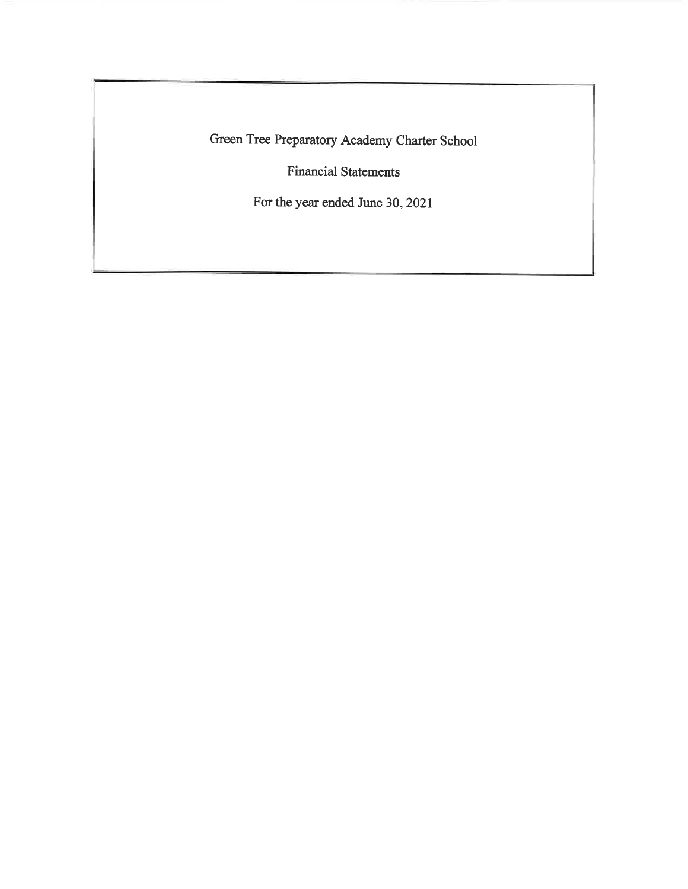# Green Tree Preparatory Academy Charter School

## Financial Statements

For the year ended June 30, 2021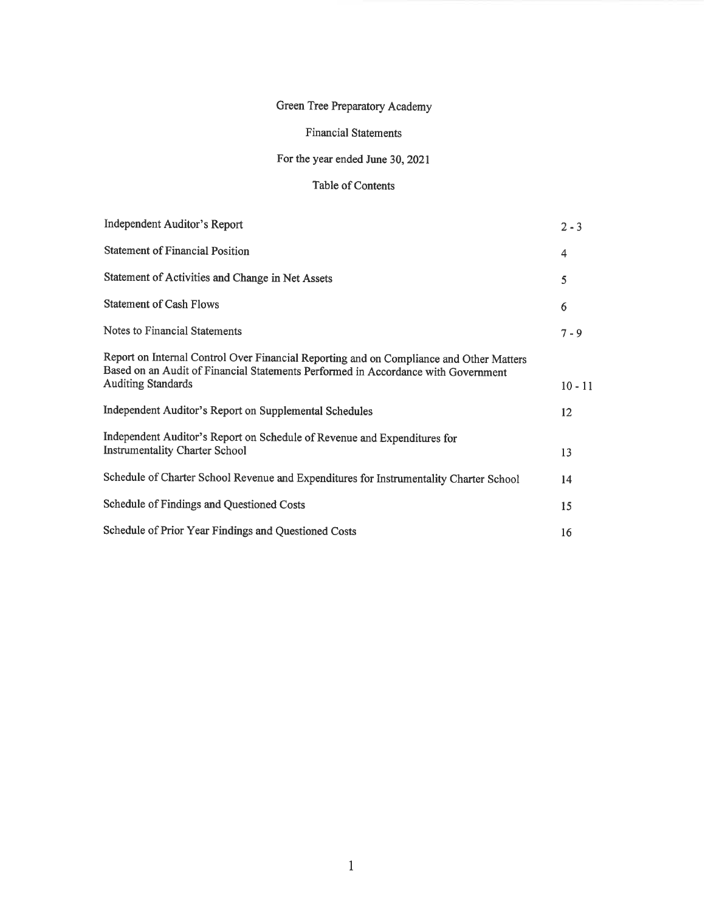# Green Tree Preparatory Academy

## Financial Statements

### For the year ended June 30, 2021

### Table of Contents

| | |
|---|---|
| Independent Auditor's Report | 2 - 3 |
| Statement of Financial Position | 4 |
| Statement of Activities and Change in Net Assets | 5 |
| Statement of Cash Flows | 6 |
| Notes to Financial Statements | 7 - 9 |
| Report on Internal Control Over Financial Reporting and on Compliance and Other Matters Based on an Audit of Financial Statements Performed in Accordance with Government Auditing Standards | 10 - 11 |
| Independent Auditor's Report on Supplemental Schedules | 12 |
| Independent Auditor's Report on Schedule of Revenue and Expenditures for Instrumentality Charter School | 13 |
| Schedule of Charter School Revenue and Expenditures for Instrumentality Charter School | 14 |
| Schedule of Findings and Questioned Costs | 15 |
| Schedule of Prior Year Findings and Questioned Costs | 16 |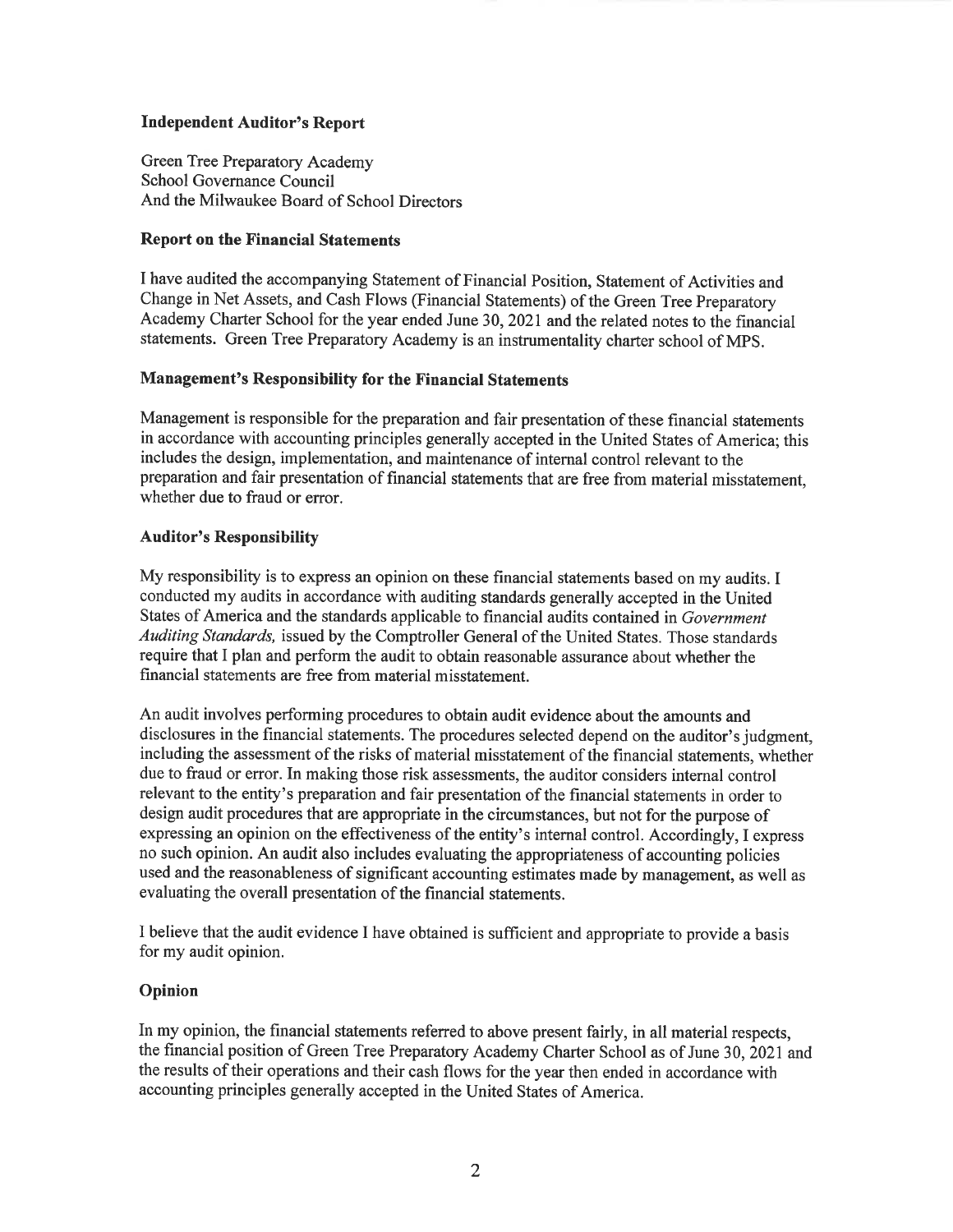## Independent Auditor's Report

Green Tree Preparatory Academy
School Governance Council
And the Milwaukee Board of School Directors

### Report on the Financial Statements

I have audited the accompanying Statement of Financial Position, Statement of Activities and Change in Net Assets, and Cash Flows (Financial Statements) of the Green Tree Preparatory Academy Charter School for the year ended June 30, 2021 and the related notes to the financial statements. Green Tree Preparatory Academy is an instrumentality charter school of MPS.

### Management's Responsibility for the Financial Statements

Management is responsible for the preparation and fair presentation of these financial statements in accordance with accounting principles generally accepted in the United States of America; this includes the design, implementation, and maintenance of internal control relevant to the preparation and fair presentation of financial statements that are free from material misstatement, whether due to fraud or error.

### Auditor's Responsibility

My responsibility is to express an opinion on these financial statements based on my audits. I conducted my audits in accordance with auditing standards generally accepted in the United States of America and the standards applicable to financial audits contained in *Government Auditing Standards,* issued by the Comptroller General of the United States. Those standards require that I plan and perform the audit to obtain reasonable assurance about whether the financial statements are free from material misstatement.

An audit involves performing procedures to obtain audit evidence about the amounts and disclosures in the financial statements. The procedures selected depend on the auditor's judgment, including the assessment of the risks of material misstatement of the financial statements, whether due to fraud or error. In making those risk assessments, the auditor considers internal control relevant to the entity's preparation and fair presentation of the financial statements in order to design audit procedures that are appropriate in the circumstances, but not for the purpose of expressing an opinion on the effectiveness of the entity's internal control. Accordingly, I express no such opinion. An audit also includes evaluating the appropriateness of accounting policies used and the reasonableness of significant accounting estimates made by management, as well as evaluating the overall presentation of the financial statements.

I believe that the audit evidence I have obtained is sufficient and appropriate to provide a basis for my audit opinion.

### Opinion

In my opinion, the financial statements referred to above present fairly, in all material respects, the financial position of Green Tree Preparatory Academy Charter School as of June 30, 2021 and the results of their operations and their cash flows for the year then ended in accordance with accounting principles generally accepted in the United States of America.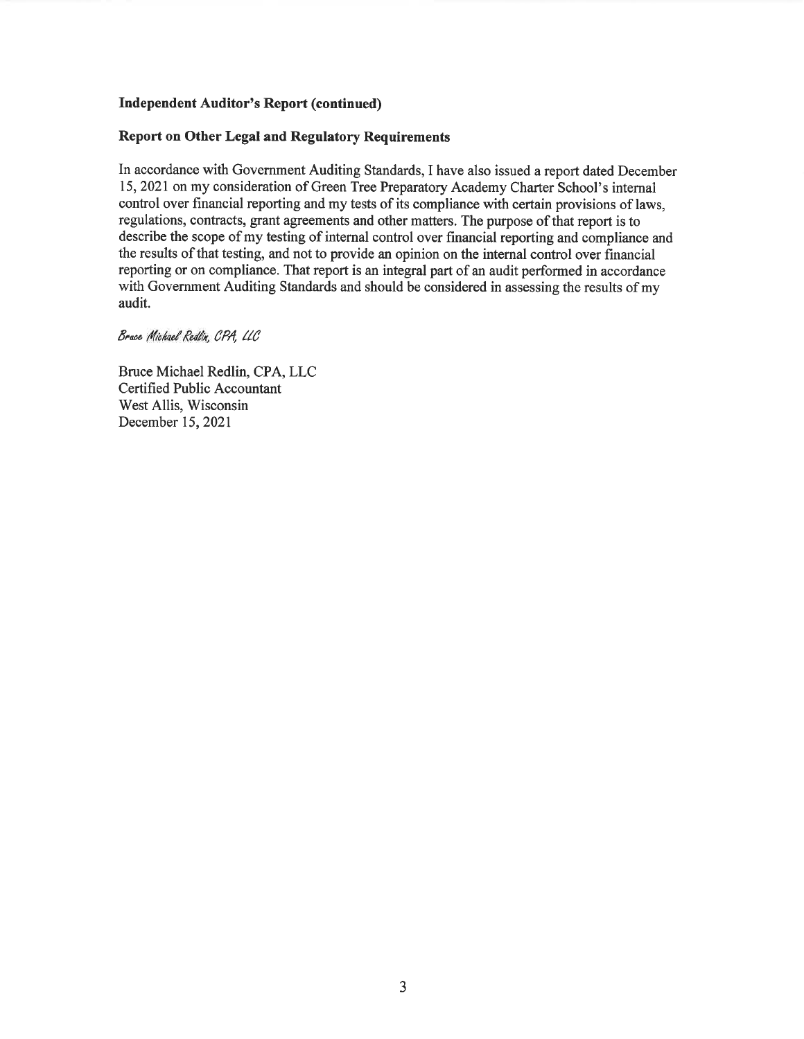**Independent Auditor's Report (continued)**

**Report on Other Legal and Regulatory Requirements**

In accordance with Government Auditing Standards, I have also issued a report dated December 15, 2021 on my consideration of Green Tree Preparatory Academy Charter School's internal control over financial reporting and my tests of its compliance with certain provisions of laws, regulations, contracts, grant agreements and other matters. The purpose of that report is to describe the scope of my testing of internal control over financial reporting and compliance and the results of that testing, and not to provide an opinion on the internal control over financial reporting or on compliance. That report is an integral part of an audit performed in accordance with Government Auditing Standards and should be considered in assessing the results of my audit.

*Bruce Michael Redlin, CPA, LLC*

Bruce Michael Redlin, CPA, LLC
Certified Public Accountant
West Allis, Wisconsin
December 15, 2021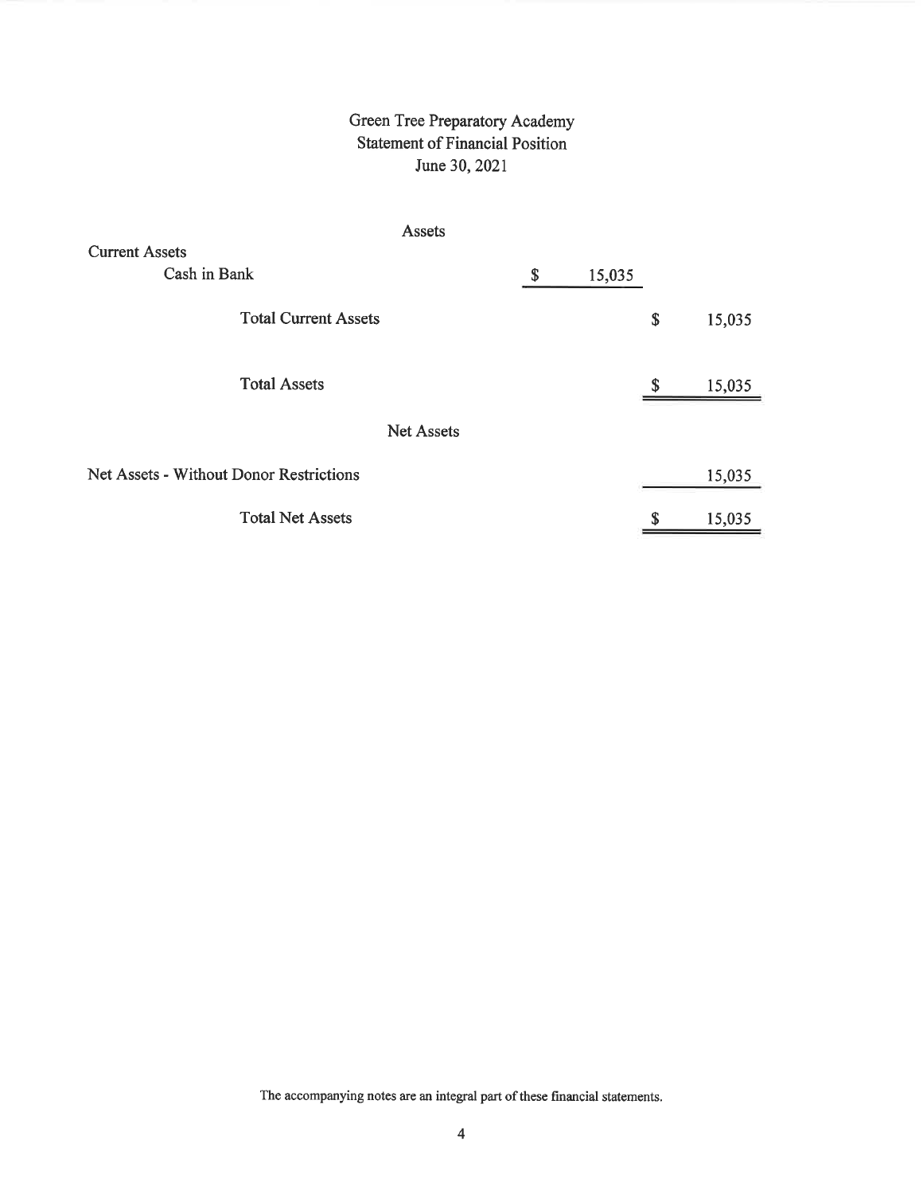# Green Tree Preparatory Academy
## Statement of Financial Position
### June 30, 2021

| | | |
|---|---|---|
| **Assets** | | |
| Current Assets | | |
| Cash in Bank | $ 15,035 | |
| Total Current Assets | | $ 15,035 |
| Total Assets | | $ 15,035 |
| **Net Assets** | | |
| Net Assets - Without Donor Restrictions | | 15,035 |
| Total Net Assets | | $ 15,035 |

The accompanying notes are an integral part of these financial statements.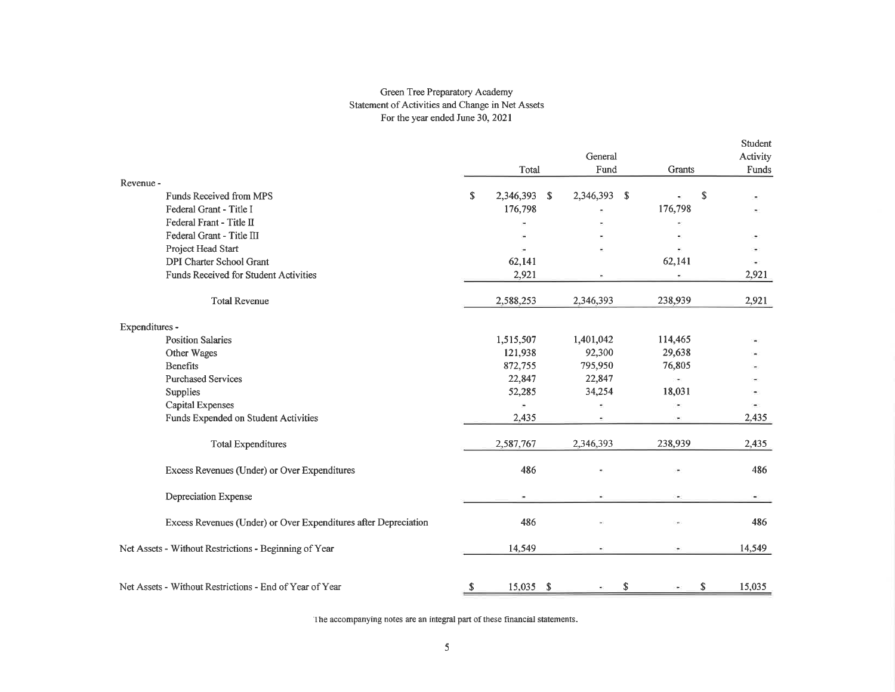# Green Tree Preparatory Academy

## Statement of Activities and Change in Net Assets

### For the year ended June 30, 2021

| | Total | General Fund | Grants | Student Activity Funds |
|---|---|---|---|---|
| **Revenue -** | | | | |
| Funds Received from MPS | $ 2,346,393 | $ 2,346,393 | $ - | $ - |
| Federal Grant - Title I | 176,798 | - | 176,798 | - |
| Federal Frant - Title II | - | - | - | |
| Federal Grant - Title III | - | - | - | - |
| Project Head Start | - | - | - | - |
| DPI Charter School Grant | 62,141 | | 62,141 | - |
| Funds Received for Student Activities | 2,921 | - | - | 2,921 |
| Total Revenue | 2,588,253 | 2,346,393 | 238,939 | 2,921 |
| **Expenditures -** | | | | |
| Position Salaries | 1,515,507 | 1,401,042 | 114,465 | - |
| Other Wages | 121,938 | 92,300 | 29,638 | - |
| Benefits | 872,755 | 795,950 | 76,805 | - |
| Purchased Services | 22,847 | 22,847 | - | - |
| Supplies | 52,285 | 34,254 | 18,031 | - |
| Capital Expenses | - | - | - | - |
| Funds Expended on Student Activities | 2,435 | - | - | 2,435 |
| Total Expenditures | 2,587,767 | 2,346,393 | 238,939 | 2,435 |
| Excess Revenues (Under) or Over Expenditures | 486 | - | - | 486 |
| Depreciation Expense | - | - | - | - |
| Excess Revenues (Under) or Over Expenditures after Depreciation | 486 | - | - | 486 |
| Net Assets - Without Restrictions - Beginning of Year | 14,549 | - | - | 14,549 |
| Net Assets - Without Restrictions - End of Year of Year | $ 15,035 | $ - | $ - | $ 15,035 |

The accompanying notes are an integral part of these financial statements.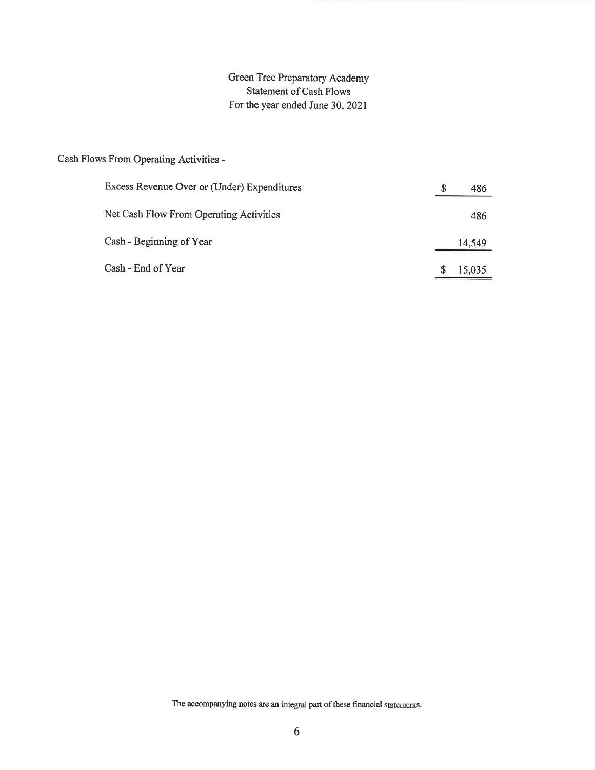# Green Tree Preparatory Academy
## Statement of Cash Flows
### For the year ended June 30, 2021

Cash Flows From Operating Activities -

| | |
|---|---|
| Excess Revenue Over or (Under) Expenditures | $ 486 |
| Net Cash Flow From Operating Activities | 486 |
| Cash - Beginning of Year | 14,549 |
| Cash - End of Year | $ 15,035 |

The accompanying notes are an integral part of these financial statements.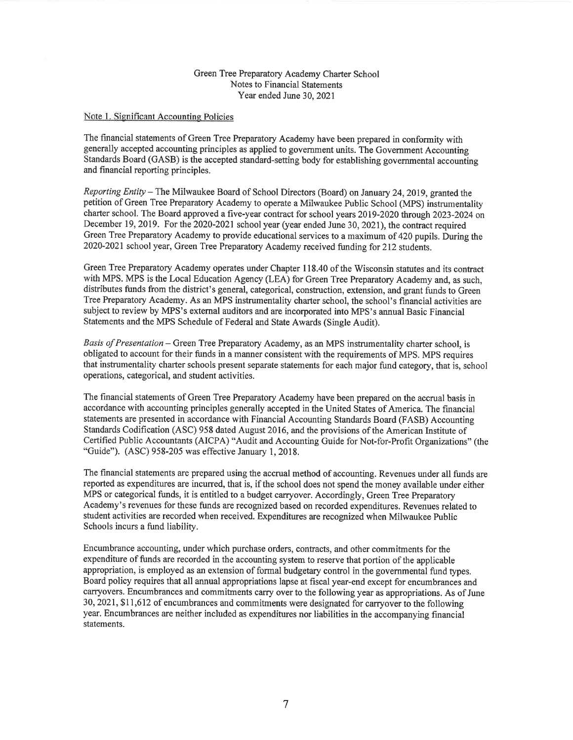Green Tree Preparatory Academy Charter School
Notes to Financial Statements
Year ended June 30, 2021

Note 1. Significant Accounting Policies

The financial statements of Green Tree Preparatory Academy have been prepared in conformity with generally accepted accounting principles as applied to government units. The Government Accounting Standards Board (GASB) is the accepted standard-setting body for establishing governmental accounting and financial reporting principles.

*Reporting Entity* – The Milwaukee Board of School Directors (Board) on January 24, 2019, granted the petition of Green Tree Preparatory Academy to operate a Milwaukee Public School (MPS) instrumentality charter school. The Board approved a five-year contract for school years 2019-2020 through 2023-2024 on December 19, 2019. For the 2020-2021 school year (year ended June 30, 2021), the contract required Green Tree Preparatory Academy to provide educational services to a maximum of 420 pupils. During the 2020-2021 school year, Green Tree Preparatory Academy received funding for 212 students.

Green Tree Preparatory Academy operates under Chapter 118.40 of the Wisconsin statutes and its contract with MPS. MPS is the Local Education Agency (LEA) for Green Tree Preparatory Academy and, as such, distributes funds from the district's general, categorical, construction, extension, and grant funds to Green Tree Preparatory Academy. As an MPS instrumentality charter school, the school's financial activities are subject to review by MPS's external auditors and are incorporated into MPS's annual Basic Financial Statements and the MPS Schedule of Federal and State Awards (Single Audit).

*Basis of Presentation* – Green Tree Preparatory Academy, as an MPS instrumentality charter school, is obligated to account for their funds in a manner consistent with the requirements of MPS. MPS requires that instrumentality charter schools present separate statements for each major fund category, that is, school operations, categorical, and student activities.

The financial statements of Green Tree Preparatory Academy have been prepared on the accrual basis in accordance with accounting principles generally accepted in the United States of America. The financial statements are presented in accordance with Financial Accounting Standards Board (FASB) Accounting Standards Codification (ASC) 958 dated August 2016, and the provisions of the American Institute of Certified Public Accountants (AICPA) "Audit and Accounting Guide for Not-for-Profit Organizations" (the "Guide"). (ASC) 958-205 was effective January 1, 2018.

The financial statements are prepared using the accrual method of accounting. Revenues under all funds are reported as expenditures are incurred, that is, if the school does not spend the money available under either MPS or categorical funds, it is entitled to a budget carryover. Accordingly, Green Tree Preparatory Academy's revenues for these funds are recognized based on recorded expenditures. Revenues related to student activities are recorded when received. Expenditures are recognized when Milwaukee Public Schools incurs a fund liability.

Encumbrance accounting, under which purchase orders, contracts, and other commitments for the expenditure of funds are recorded in the accounting system to reserve that portion of the applicable appropriation, is employed as an extension of formal budgetary control in the governmental fund types. Board policy requires that all annual appropriations lapse at fiscal year-end except for encumbrances and carryovers. Encumbrances and commitments carry over to the following year as appropriations. As of June 30, 2021, $11,612 of encumbrances and commitments were designated for carryover to the following year. Encumbrances are neither included as expenditures nor liabilities in the accompanying financial statements.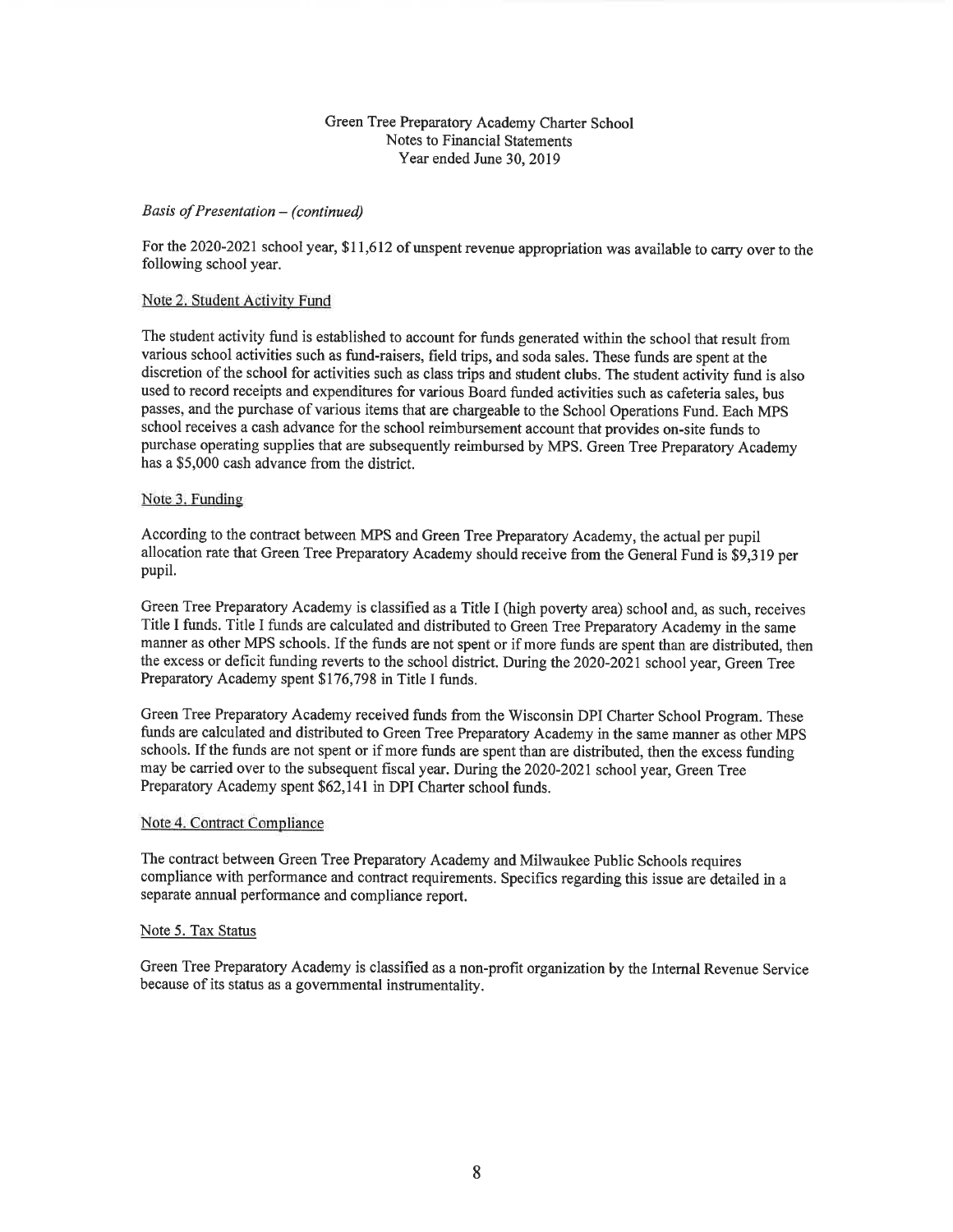Green Tree Preparatory Academy Charter School
Notes to Financial Statements
Year ended June 30, 2019

*Basis of Presentation – (continued)*

For the 2020-2021 school year, $11,612 of unspent revenue appropriation was available to carry over to the following school year.

## Note 2. Student Activity Fund

The student activity fund is established to account for funds generated within the school that result from various school activities such as fund-raisers, field trips, and soda sales. These funds are spent at the discretion of the school for activities such as class trips and student clubs. The student activity fund is also used to record receipts and expenditures for various Board funded activities such as cafeteria sales, bus passes, and the purchase of various items that are chargeable to the School Operations Fund. Each MPS school receives a cash advance for the school reimbursement account that provides on-site funds to purchase operating supplies that are subsequently reimbursed by MPS. Green Tree Preparatory Academy has a $5,000 cash advance from the district.

## Note 3. Funding

According to the contract between MPS and Green Tree Preparatory Academy, the actual per pupil allocation rate that Green Tree Preparatory Academy should receive from the General Fund is $9,319 per pupil.

Green Tree Preparatory Academy is classified as a Title I (high poverty area) school and, as such, receives Title I funds. Title I funds are calculated and distributed to Green Tree Preparatory Academy in the same manner as other MPS schools. If the funds are not spent or if more funds are spent than are distributed, then the excess or deficit funding reverts to the school district. During the 2020-2021 school year, Green Tree Preparatory Academy spent $176,798 in Title I funds.

Green Tree Preparatory Academy received funds from the Wisconsin DPI Charter School Program. These funds are calculated and distributed to Green Tree Preparatory Academy in the same manner as other MPS schools. If the funds are not spent or if more funds are spent than are distributed, then the excess funding may be carried over to the subsequent fiscal year. During the 2020-2021 school year, Green Tree Preparatory Academy spent $62,141 in DPI Charter school funds.

## Note 4. Contract Compliance

The contract between Green Tree Preparatory Academy and Milwaukee Public Schools requires compliance with performance and contract requirements. Specifics regarding this issue are detailed in a separate annual performance and compliance report.

## Note 5. Tax Status

Green Tree Preparatory Academy is classified as a non-profit organization by the Internal Revenue Service because of its status as a governmental instrumentality.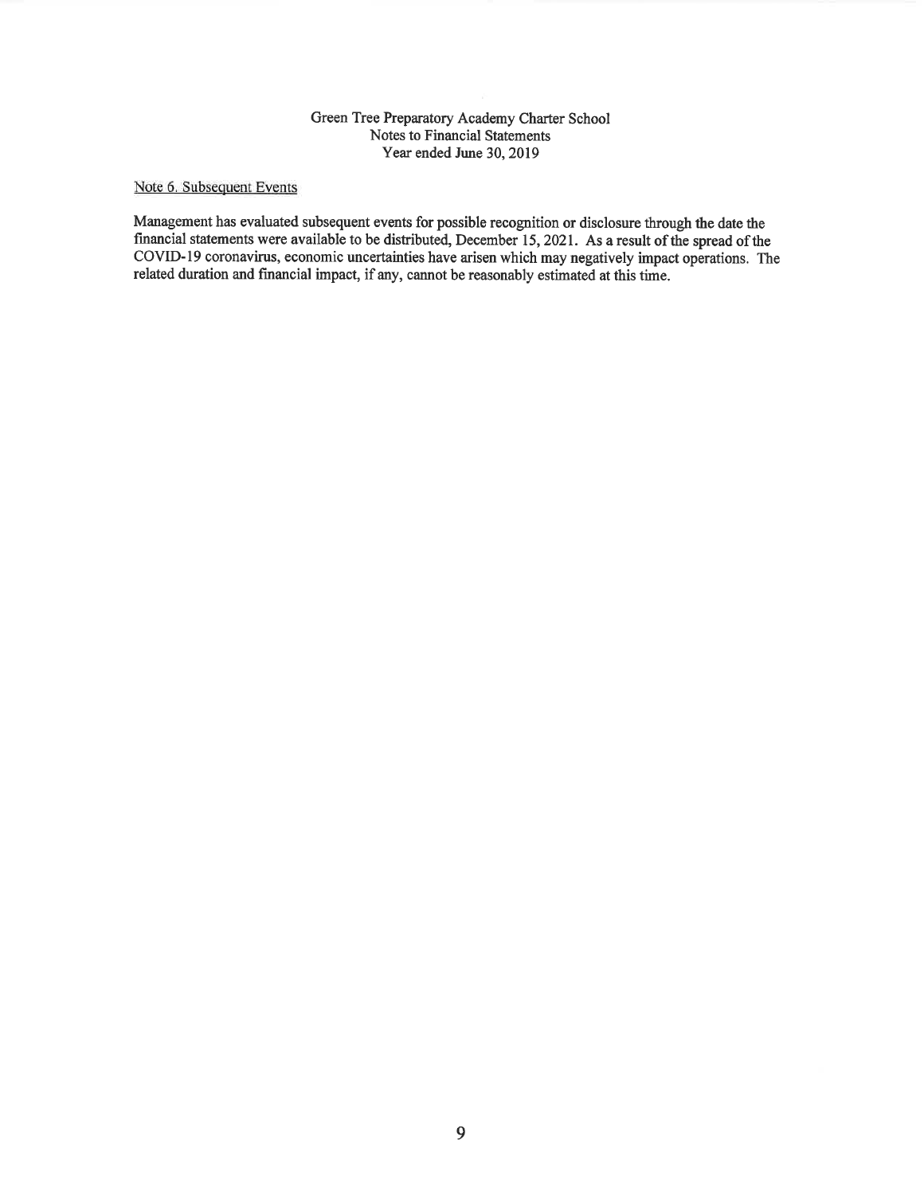Green Tree Preparatory Academy Charter School
Notes to Financial Statements
Year ended June 30, 2019

## Note 6. Subsequent Events

Management has evaluated subsequent events for possible recognition or disclosure through the date the financial statements were available to be distributed, December 15, 2021. As a result of the spread of the COVID-19 coronavirus, economic uncertainties have arisen which may negatively impact operations. The related duration and financial impact, if any, cannot be reasonably estimated at this time.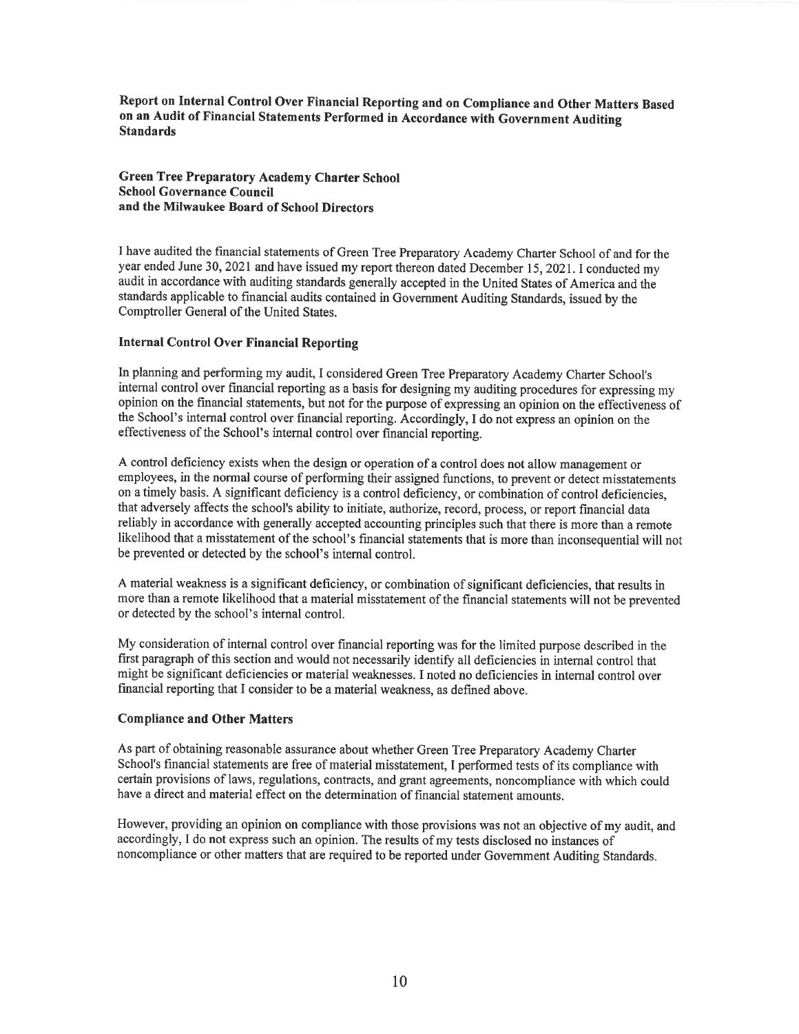# Report on Internal Control Over Financial Reporting and on Compliance and Other Matters Based on an Audit of Financial Statements Performed in Accordance with Government Auditing Standards

**Green Tree Preparatory Academy Charter School**
**School Governance Council**
**and the Milwaukee Board of School Directors**

I have audited the financial statements of Green Tree Preparatory Academy Charter School of and for the year ended June 30, 2021 and have issued my report thereon dated December 15, 2021. I conducted my audit in accordance with auditing standards generally accepted in the United States of America and the standards applicable to financial audits contained in Government Auditing Standards, issued by the Comptroller General of the United States.

## Internal Control Over Financial Reporting

In planning and performing my audit, I considered Green Tree Preparatory Academy Charter School's internal control over financial reporting as a basis for designing my auditing procedures for expressing my opinion on the financial statements, but not for the purpose of expressing an opinion on the effectiveness of the School's internal control over financial reporting. Accordingly, I do not express an opinion on the effectiveness of the School's internal control over financial reporting.

A control deficiency exists when the design or operation of a control does not allow management or employees, in the normal course of performing their assigned functions, to prevent or detect misstatements on a timely basis. A significant deficiency is a control deficiency, or combination of control deficiencies, that adversely affects the school's ability to initiate, authorize, record, process, or report financial data reliably in accordance with generally accepted accounting principles such that there is more than a remote likelihood that a misstatement of the school's financial statements that is more than inconsequential will not be prevented or detected by the school's internal control.

A material weakness is a significant deficiency, or combination of significant deficiencies, that results in more than a remote likelihood that a material misstatement of the financial statements will not be prevented or detected by the school's internal control.

My consideration of internal control over financial reporting was for the limited purpose described in the first paragraph of this section and would not necessarily identify all deficiencies in internal control that might be significant deficiencies or material weaknesses. I noted no deficiencies in internal control over financial reporting that I consider to be a material weakness, as defined above.

## Compliance and Other Matters

As part of obtaining reasonable assurance about whether Green Tree Preparatory Academy Charter School's financial statements are free of material misstatement, I performed tests of its compliance with certain provisions of laws, regulations, contracts, and grant agreements, noncompliance with which could have a direct and material effect on the determination of financial statement amounts.

However, providing an opinion on compliance with those provisions was not an objective of my audit, and accordingly, I do not express such an opinion. The results of my tests disclosed no instances of noncompliance or other matters that are required to be reported under Government Auditing Standards.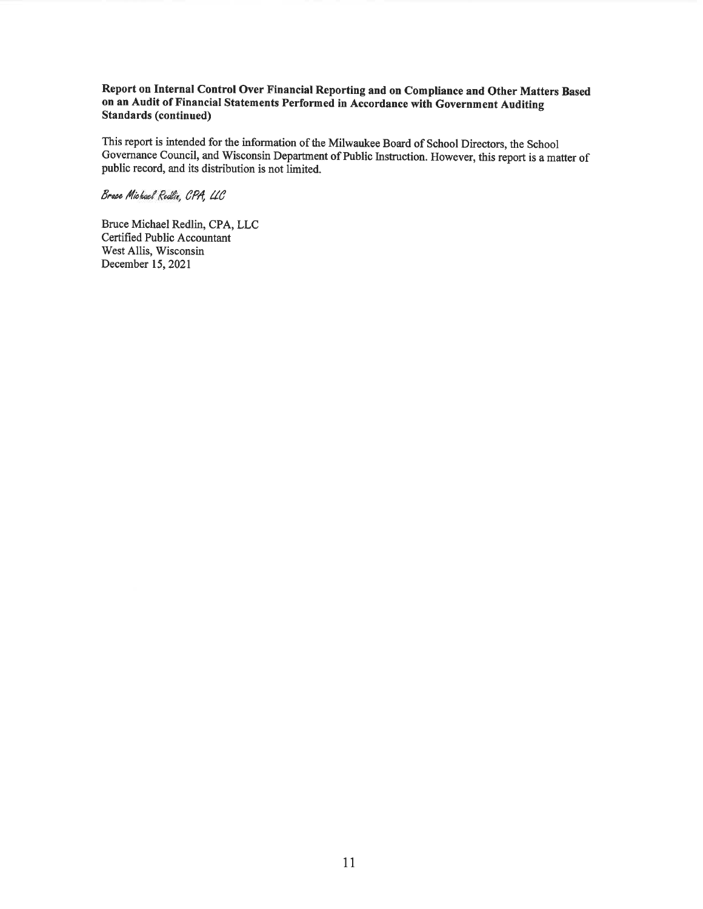**Report on Internal Control Over Financial Reporting and on Compliance and Other Matters Based on an Audit of Financial Statements Performed in Accordance with Government Auditing Standards (continued)**

This report is intended for the information of the Milwaukee Board of School Directors, the School Governance Council, and Wisconsin Department of Public Instruction. However, this report is a matter of public record, and its distribution is not limited.

*Bruce Michael Redlin, CPA, LLC*

Bruce Michael Redlin, CPA, LLC
Certified Public Accountant
West Allis, Wisconsin
December 15, 2021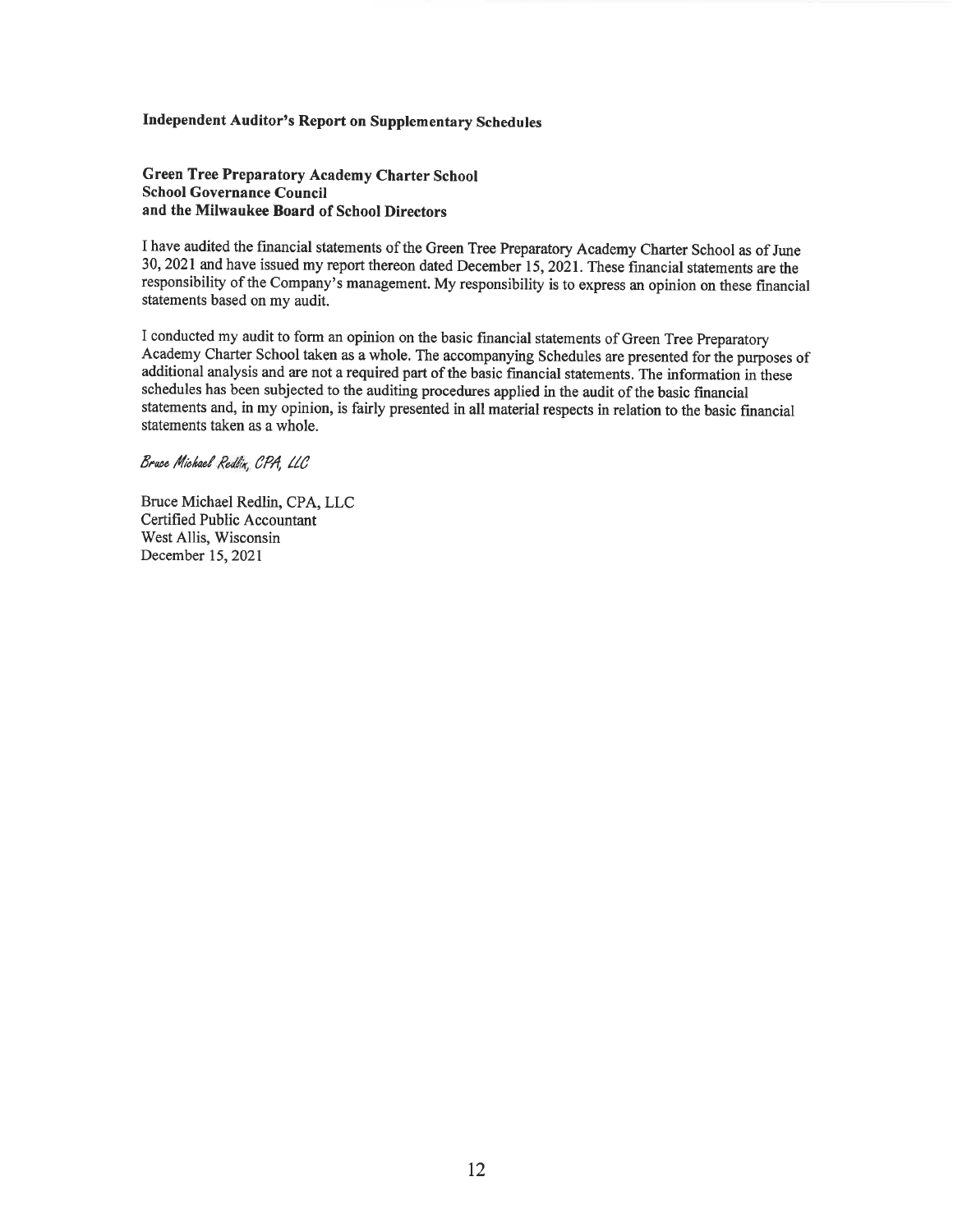**Independent Auditor's Report on Supplementary Schedules**

**Green Tree Preparatory Academy Charter School**
**School Governance Council**
**and the Milwaukee Board of School Directors**

I have audited the financial statements of the Green Tree Preparatory Academy Charter School as of June 30, 2021 and have issued my report thereon dated December 15, 2021. These financial statements are the responsibility of the Company's management. My responsibility is to express an opinion on these financial statements based on my audit.

I conducted my audit to form an opinion on the basic financial statements of Green Tree Preparatory Academy Charter School taken as a whole. The accompanying Schedules are presented for the purposes of additional analysis and are not a required part of the basic financial statements. The information in these schedules has been subjected to the auditing procedures applied in the audit of the basic financial statements and, in my opinion, is fairly presented in all material respects in relation to the basic financial statements taken as a whole.

*Bruce Michael Redlin, CPA, LLC*

Bruce Michael Redlin, CPA, LLC
Certified Public Accountant
West Allis, Wisconsin
December 15, 2021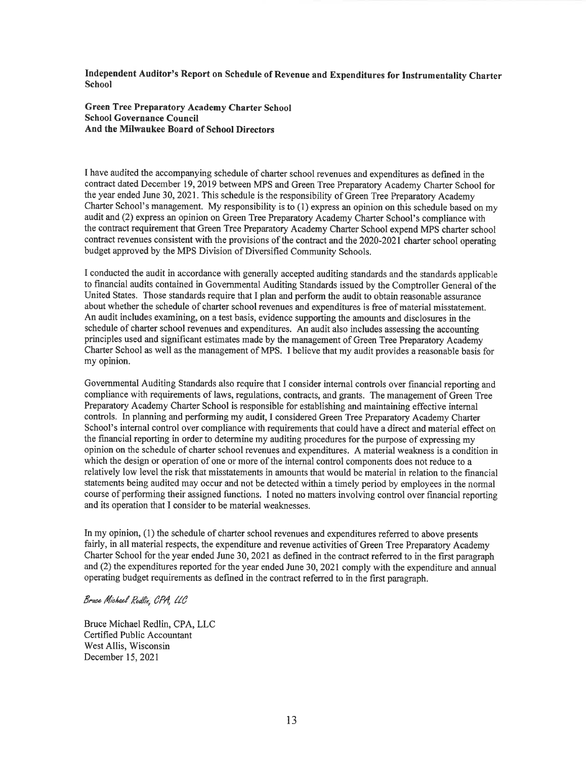**Independent Auditor's Report on Schedule of Revenue and Expenditures for Instrumentality Charter School**

**Green Tree Preparatory Academy Charter School**
**School Governance Council**
**And the Milwaukee Board of School Directors**

I have audited the accompanying schedule of charter school revenues and expenditures as defined in the contract dated December 19, 2019 between MPS and Green Tree Preparatory Academy Charter School for the year ended June 30, 2021. This schedule is the responsibility of Green Tree Preparatory Academy Charter School's management. My responsibility is to (1) express an opinion on this schedule based on my audit and (2) express an opinion on Green Tree Preparatory Academy Charter School's compliance with the contract requirement that Green Tree Preparatory Academy Charter School expend MPS charter school contract revenues consistent with the provisions of the contract and the 2020-2021 charter school operating budget approved by the MPS Division of Diversified Community Schools.

I conducted the audit in accordance with generally accepted auditing standards and the standards applicable to financial audits contained in Governmental Auditing Standards issued by the Comptroller General of the United States. Those standards require that I plan and perform the audit to obtain reasonable assurance about whether the schedule of charter school revenues and expenditures is free of material misstatement. An audit includes examining, on a test basis, evidence supporting the amounts and disclosures in the schedule of charter school revenues and expenditures. An audit also includes assessing the accounting principles used and significant estimates made by the management of Green Tree Preparatory Academy Charter School as well as the management of MPS. I believe that my audit provides a reasonable basis for my opinion.

Governmental Auditing Standards also require that I consider internal controls over financial reporting and compliance with requirements of laws, regulations, contracts, and grants. The management of Green Tree Preparatory Academy Charter School is responsible for establishing and maintaining effective internal controls. In planning and performing my audit, I considered Green Tree Preparatory Academy Charter School's internal control over compliance with requirements that could have a direct and material effect on the financial reporting in order to determine my auditing procedures for the purpose of expressing my opinion on the schedule of charter school revenues and expenditures. A material weakness is a condition in which the design or operation of one or more of the internal control components does not reduce to a relatively low level the risk that misstatements in amounts that would be material in relation to the financial statements being audited may occur and not be detected within a timely period by employees in the normal course of performing their assigned functions. I noted no matters involving control over financial reporting and its operation that I consider to be material weaknesses.

In my opinion, (1) the schedule of charter school revenues and expenditures referred to above presents fairly, in all material respects, the expenditure and revenue activities of Green Tree Preparatory Academy Charter School for the year ended June 30, 2021 as defined in the contract referred to in the first paragraph and (2) the expenditures reported for the year ended June 30, 2021 comply with the expenditure and annual operating budget requirements as defined in the contract referred to in the first paragraph.

*Bruce Michael Redlin, CPA, LLC*

Bruce Michael Redlin, CPA, LLC
Certified Public Accountant
West Allis, Wisconsin
December 15, 2021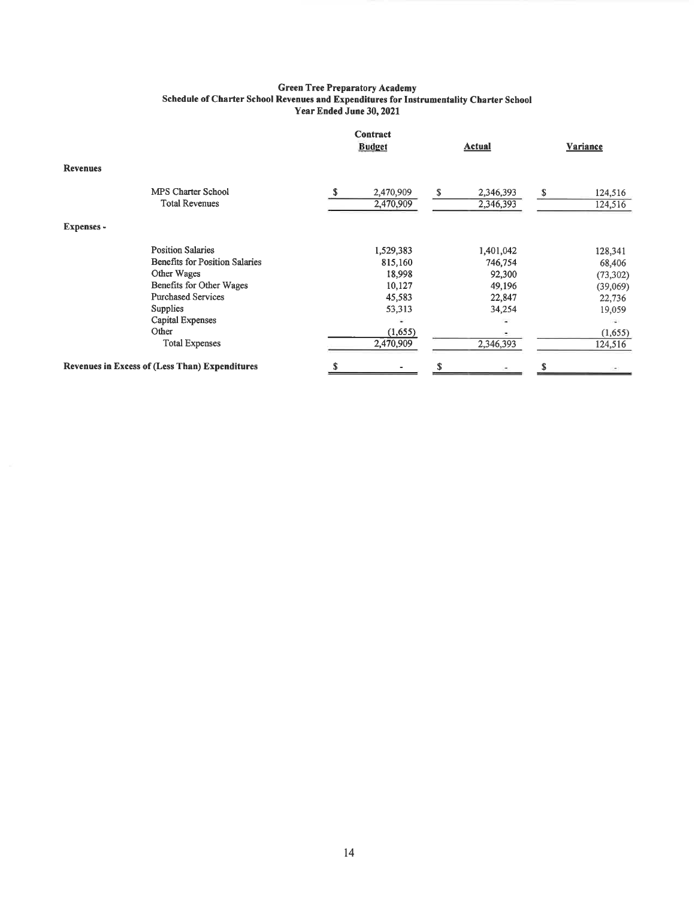# Green Tree Preparatory Academy
## Schedule of Charter School Revenues and Expenditures for Instrumentality Charter School
### Year Ended June 30, 2021

| | Contract Budget | Actual | Variance |
|---|---|---|---|
| **Revenues** | | | |
| MPS Charter School | $ 2,470,909 | $ 2,346,393 | $ 124,516 |
| Total Revenues | 2,470,909 | 2,346,393 | 124,516 |
| **Expenses -** | | | |
| Position Salaries | 1,529,383 | 1,401,042 | 128,341 |
| Benefits for Position Salaries | 815,160 | 746,754 | 68,406 |
| Other Wages | 18,998 | 92,300 | (73,302) |
| Benefits for Other Wages | 10,127 | 49,196 | (39,069) |
| Purchased Services | 45,583 | 22,847 | 22,736 |
| Supplies | 53,313 | 34,254 | 19,059 |
| Capital Expenses | - | - | - |
| Other | (1,655) | - | (1,655) |
| Total Expenses | 2,470,909 | 2,346,393 | 124,516 |
| **Revenues in Excess of (Less Than) Expenditures** | $ - | $ - | $ - |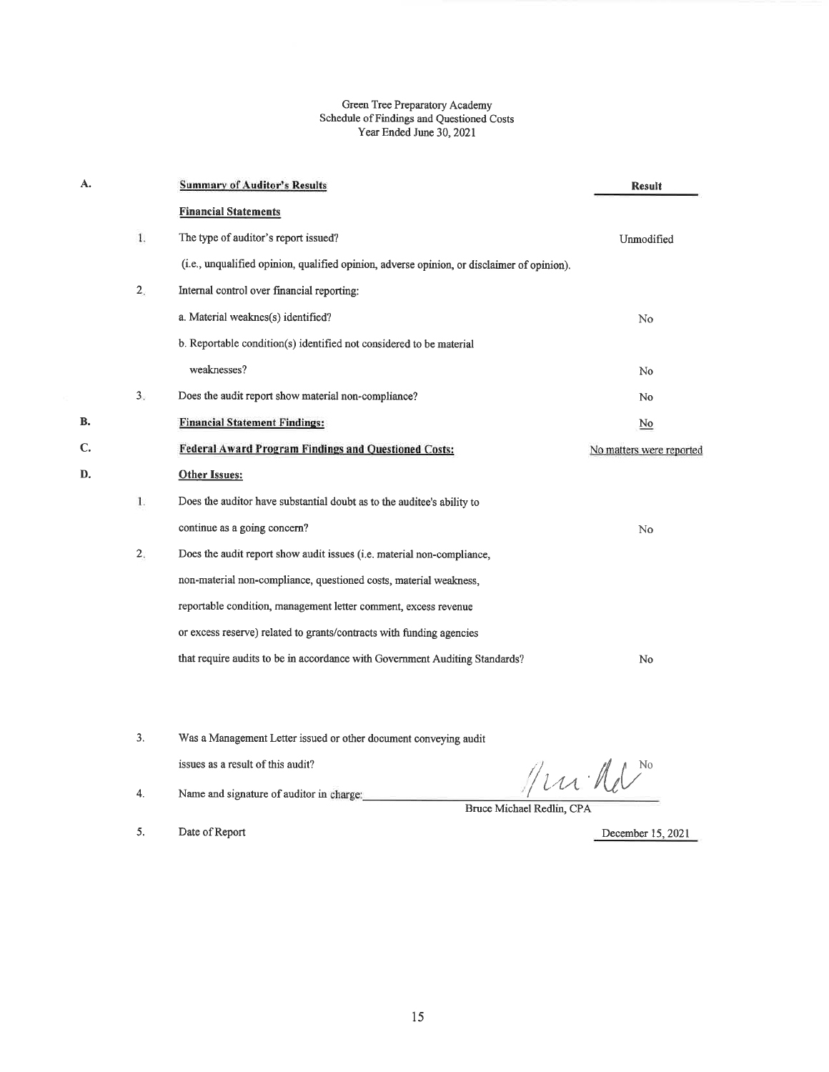# Green Tree Preparatory Academy
## Schedule of Findings and Questioned Costs
### Year Ended June 30, 2021

| | | | Result |
|---|---|---|---|
| **A.** | | **Summary of Auditor's Results** | |
| | | **Financial Statements** | |
| | 1. | The type of auditor's report issued? | Unmodified |
| | | (i.e., unqualified opinion, qualified opinion, adverse opinion, or disclaimer of opinion). | |
| | 2. | Internal control over financial reporting: | |
| | | a. Material weaknes(s) identified? | No |
| | | b. Reportable condition(s) identified not considered to be material weaknesses? | No |
| | 3. | Does the audit report show material non-compliance? | No |
| **B.** | | **Financial Statement Findings:** | No |
| **C.** | | **Federal Award Program Findings and Questioned Costs:** | No matters were reported |
| **D.** | | **Other Issues:** | |
| | 1. | Does the auditor have substantial doubt as to the auditee's ability to continue as a going concern? | No |
| | 2. | Does the audit report show audit issues (i.e. material non-compliance, non-material non-compliance, questioned costs, material weakness, reportable condition, management letter comment, excess revenue or excess reserve) related to grants/contracts with funding agencies that require audits to be in accordance with Government Auditing Standards? | No |
| | 3. | Was a Management Letter issued or other document conveying audit issues as a result of this audit? | No |
| | 4. | Name and signature of auditor in charge: | Bruce Michael Redlin, CPA |
| | 5. | Date of Report | December 15, 2021 |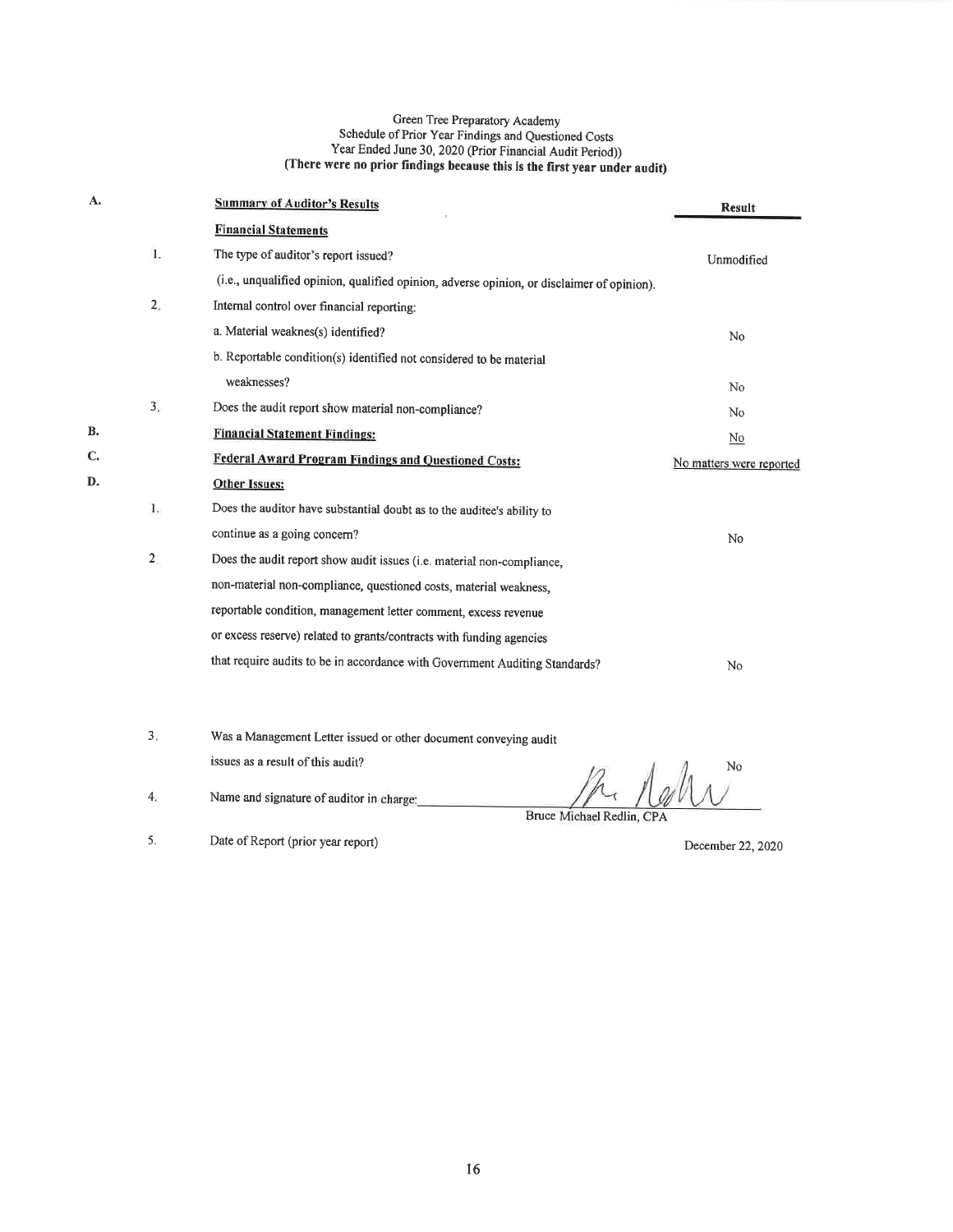Green Tree Preparatory Academy
Schedule of Prior Year Findings and Questioned Costs
Year Ended June 30, 2020 (Prior Financial Audit Period))
**(There were no prior findings because this is the first year under audit)**

| | | | Result |
|---|---|---|---|
| A. | | **Summary of Auditor's Results** | |
| | | **Financial Statements** | |
| | 1. | The type of auditor's report issued? (i.e., unqualified opinion, qualified opinion, adverse opinion, or disclaimer of opinion). | Unmodified |
| | 2. | Internal control over financial reporting: | |
| | | a. Material weaknes(s) identified? | No |
| | | b. Reportable condition(s) identified not considered to be material weaknesses? | No |
| | 3. | Does the audit report show material non-compliance? | No |
| B. | | **Financial Statement Findings:** | No |
| C. | | **Federal Award Program Findings and Questioned Costs:** | No matters were reported |
| D. | | **Other Issues:** | |
| | 1. | Does the auditor have substantial doubt as to the auditee's ability to continue as a going concern? | No |
| | 2. | Does the audit report show audit issues (i.e. material non-compliance, non-material non-compliance, questioned costs, material weakness, reportable condition, management letter comment, excess revenue or excess reserve) related to grants/contracts with funding agencies that require audits to be in accordance with Government Auditing Standards? | No |
| | 3. | Was a Management Letter issued or other document conveying audit issues as a result of this audit? | No |
| | 4. | Name and signature of auditor in charge: | Bruce Michael Redlin, CPA |
| | 5. | Date of Report (prior year report) | December 22, 2020 |